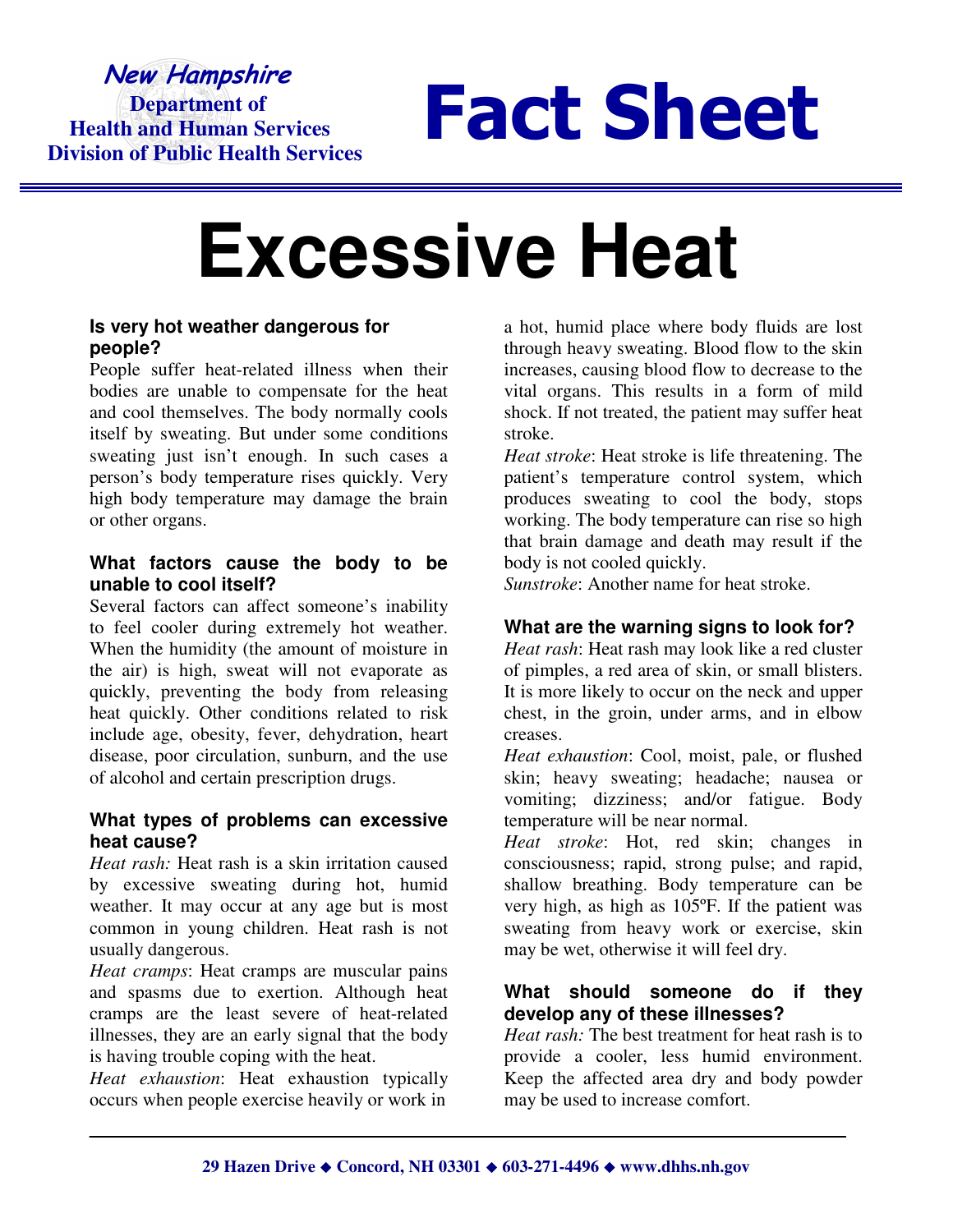**New Hampshire**
**Department of Health and Human Services**
**Division of Public Health Services**

# Fact Sheet

# Excessive Heat

### Is very hot weather dangerous for people?

People suffer heat-related illness when their bodies are unable to compensate for the heat and cool themselves. The body normally cools itself by sweating. But under some conditions sweating just isn't enough. In such cases a person's body temperature rises quickly. Very high body temperature may damage the brain or other organs.

### What factors cause the body to be unable to cool itself?

Several factors can affect someone's inability to feel cooler during extremely hot weather. When the humidity (the amount of moisture in the air) is high, sweat will not evaporate as quickly, preventing the body from releasing heat quickly. Other conditions related to risk include age, obesity, fever, dehydration, heart disease, poor circulation, sunburn, and the use of alcohol and certain prescription drugs.

### What types of problems can excessive heat cause?

*Heat rash:* Heat rash is a skin irritation caused by excessive sweating during hot, humid weather. It may occur at any age but is most common in young children. Heat rash is not usually dangerous.

*Heat cramps*: Heat cramps are muscular pains and spasms due to exertion. Although heat cramps are the least severe of heat-related illnesses, they are an early signal that the body is having trouble coping with the heat.

*Heat exhaustion*: Heat exhaustion typically occurs when people exercise heavily or work in a hot, humid place where body fluids are lost through heavy sweating. Blood flow to the skin increases, causing blood flow to decrease to the vital organs. This results in a form of mild shock. If not treated, the patient may suffer heat stroke.

*Heat stroke*: Heat stroke is life threatening. The patient's temperature control system, which produces sweating to cool the body, stops working. The body temperature can rise so high that brain damage and death may result if the body is not cooled quickly.

*Sunstroke*: Another name for heat stroke.

### What are the warning signs to look for?

*Heat rash*: Heat rash may look like a red cluster of pimples, a red area of skin, or small blisters. It is more likely to occur on the neck and upper chest, in the groin, under arms, and in elbow creases.

*Heat exhaustion*: Cool, moist, pale, or flushed skin; heavy sweating; headache; nausea or vomiting; dizziness; and/or fatigue. Body temperature will be near normal.

*Heat stroke*: Hot, red skin; changes in consciousness; rapid, strong pulse; and rapid, shallow breathing. Body temperature can be very high, as high as 105ºF. If the patient was sweating from heavy work or exercise, skin may be wet, otherwise it will feel dry.

### What should someone do if they develop any of these illnesses?

*Heat rash:* The best treatment for heat rash is to provide a cooler, less humid environment. Keep the affected area dry and body powder may be used to increase comfort.

29 Hazen Drive ◆ Concord, NH 03301 ◆ 603-271-4496 ◆ www.dhhs.nh.gov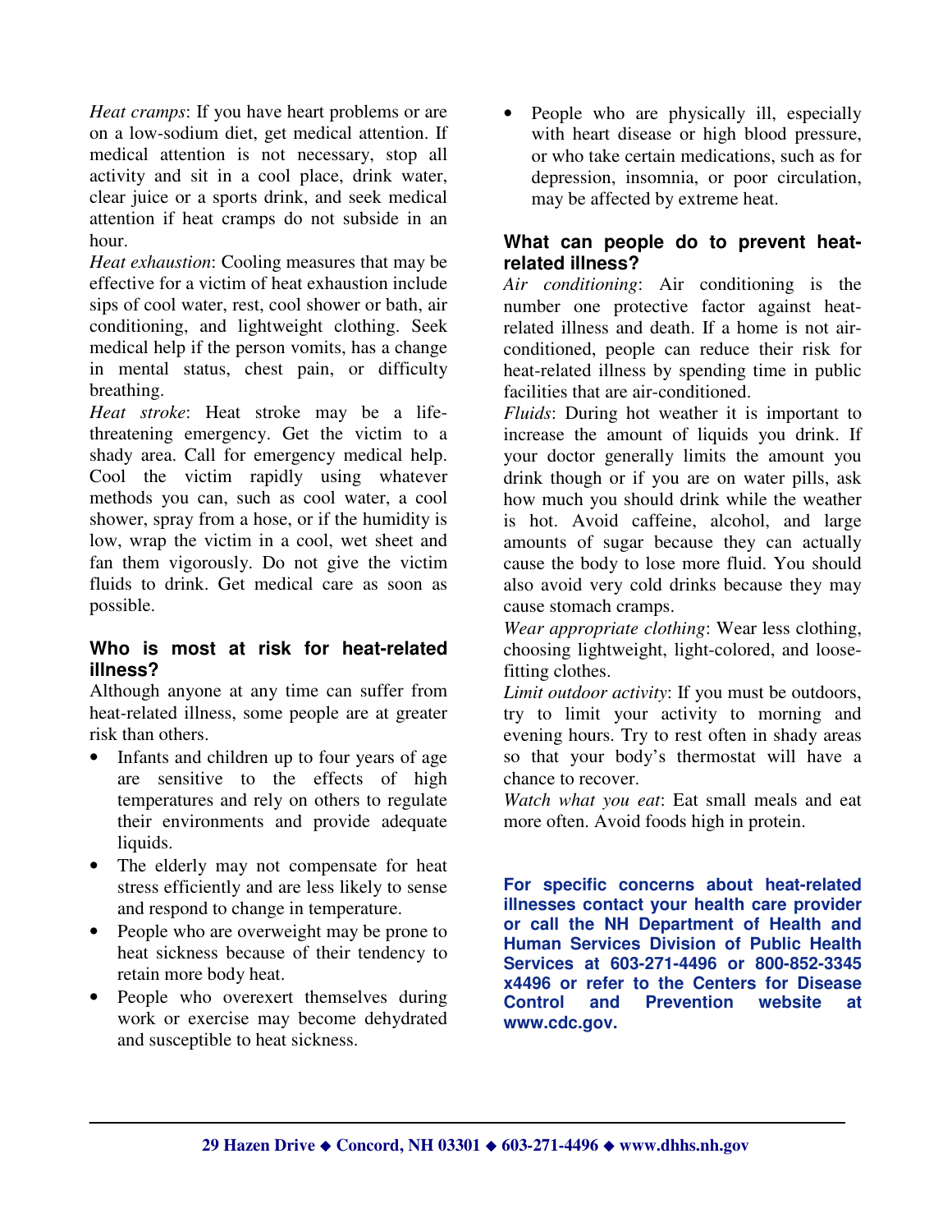*Heat cramps*: If you have heart problems or are on a low-sodium diet, get medical attention. If medical attention is not necessary, stop all activity and sit in a cool place, drink water, clear juice or a sports drink, and seek medical attention if heat cramps do not subside in an hour.

*Heat exhaustion*: Cooling measures that may be effective for a victim of heat exhaustion include sips of cool water, rest, cool shower or bath, air conditioning, and lightweight clothing. Seek medical help if the person vomits, has a change in mental status, chest pain, or difficulty breathing.

*Heat stroke*: Heat stroke may be a life-threatening emergency. Get the victim to a shady area. Call for emergency medical help. Cool the victim rapidly using whatever methods you can, such as cool water, a cool shower, spray from a hose, or if the humidity is low, wrap the victim in a cool, wet sheet and fan them vigorously. Do not give the victim fluids to drink. Get medical care as soon as possible.

## Who is most at risk for heat-related illness?

Although anyone at any time can suffer from heat-related illness, some people are at greater risk than others.

- Infants and children up to four years of age are sensitive to the effects of high temperatures and rely on others to regulate their environments and provide adequate liquids.
- The elderly may not compensate for heat stress efficiently and are less likely to sense and respond to change in temperature.
- People who are overweight may be prone to heat sickness because of their tendency to retain more body heat.
- People who overexert themselves during work or exercise may become dehydrated and susceptible to heat sickness.
- People who are physically ill, especially with heart disease or high blood pressure, or who take certain medications, such as for depression, insomnia, or poor circulation, may be affected by extreme heat.

## What can people do to prevent heat-related illness?

*Air conditioning*: Air conditioning is the number one protective factor against heat-related illness and death. If a home is not air-conditioned, people can reduce their risk for heat-related illness by spending time in public facilities that are air-conditioned.

*Fluids*: During hot weather it is important to increase the amount of liquids you drink. If your doctor generally limits the amount you drink though or if you are on water pills, ask how much you should drink while the weather is hot. Avoid caffeine, alcohol, and large amounts of sugar because they can actually cause the body to lose more fluid. You should also avoid very cold drinks because they may cause stomach cramps.

*Wear appropriate clothing*: Wear less clothing, choosing lightweight, light-colored, and loose-fitting clothes.

*Limit outdoor activity*: If you must be outdoors, try to limit your activity to morning and evening hours. Try to rest often in shady areas so that your body's thermostat will have a chance to recover.

*Watch what you eat*: Eat small meals and eat more often. Avoid foods high in protein.

**For specific concerns about heat-related illnesses contact your health care provider or call the NH Department of Health and Human Services Division of Public Health Services at 603-271-4496 or 800-852-3345 x4496 or refer to the Centers for Disease Control and Prevention website at www.cdc.gov.**

**29 Hazen Drive ◆ Concord, NH 03301 ◆ 603-271-4496 ◆ www.dhhs.nh.gov**